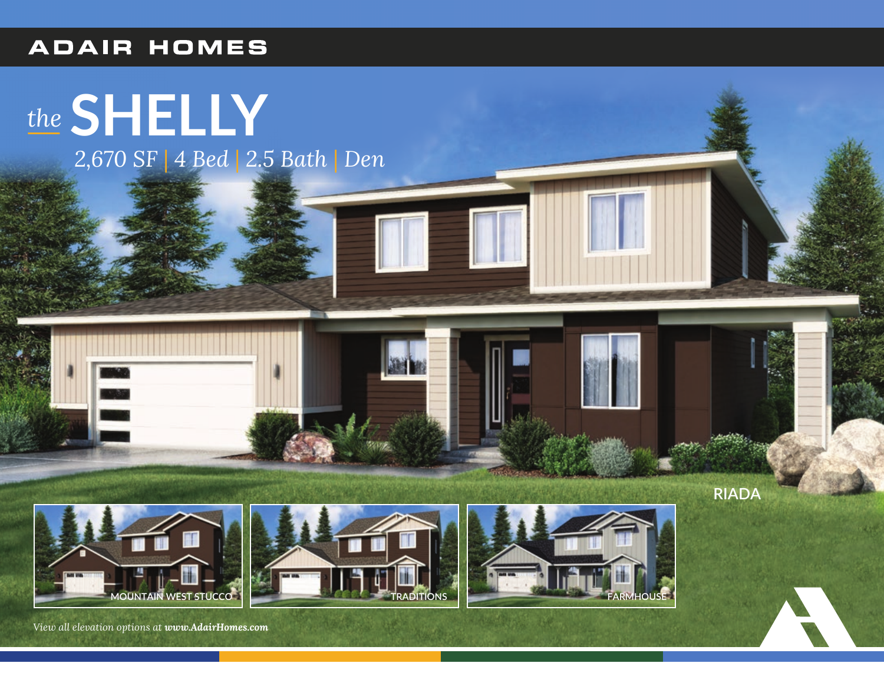ADAIR HOMES

# *the* SHELLY

*2,670 SF | 4 Bed | 2.5 Bath | Den*

RIADA

MOUNTAIN WEST STUCCO

TRADITIONS

FARMHOUSE

*View all elevation options at **www.AdairHomes.com***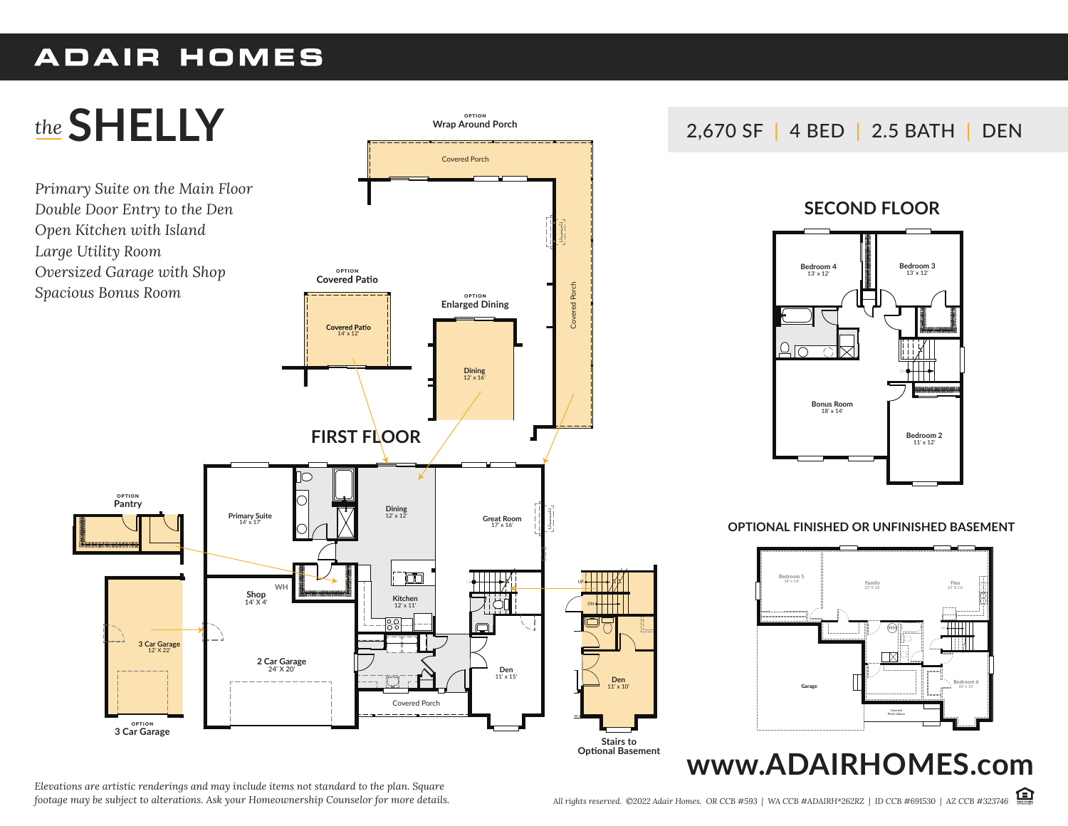# ADAIR HOMES

# the SHELLY

2,670 SF | 4 BED | 2.5 BATH | DEN

*Primary Suite on the Main Floor*
*Double Door Entry to the Den*
*Open Kitchen with Island*
*Large Utility Room*
*Oversized Garage with Shop*
*Spacious Bonus Room*

## FIRST FLOOR

OPTION
Wrap Around Porch

Covered Porch

OPTION
Covered Patio

Covered Patio
14' x 12'

OPTION
Enlarged Dining

Dining
12' x 16'

OPTION
Pantry

Primary Suite
14' x 17'

Dining
12' x 12'

Great Room
17' x 16'

WH

Shop
14' X 4'

Kitchen
12' x 11'

3 Car Garage
12' X 22'

2 Car Garage
24' X 20'

Den
11' x 15'

Covered Porch

OPTION
3 Car Garage

UP

DN

Den
11' x 10'

Stairs to Optional Basement

## SECOND FLOOR

Bedroom 4
13' x 12'

Bedroom 3
13' x 12'

Bonus Room
18' x 14'

Bedroom 2
11' x 12'

## OPTIONAL FINISHED OR UNFINISHED BASEMENT

Bedroom 5
14' x 14'

Family
23' X 16'

Flex
15' X 16'

Garage

Bedroom 6
10' x 15'

Covered Porch Above

## www.ADAIRHOMES.com

*Elevations are artistic renderings and may include items not standard to the plan. Square footage may be subject to alterations. Ask your Homeownership Counselor for more details.*

*All rights reserved. ©2022 Adair Homes.* OR CCB #593 | WA CCB #ADAIRH*262RZ | ID CCB #691530 | AZ CCB #323746